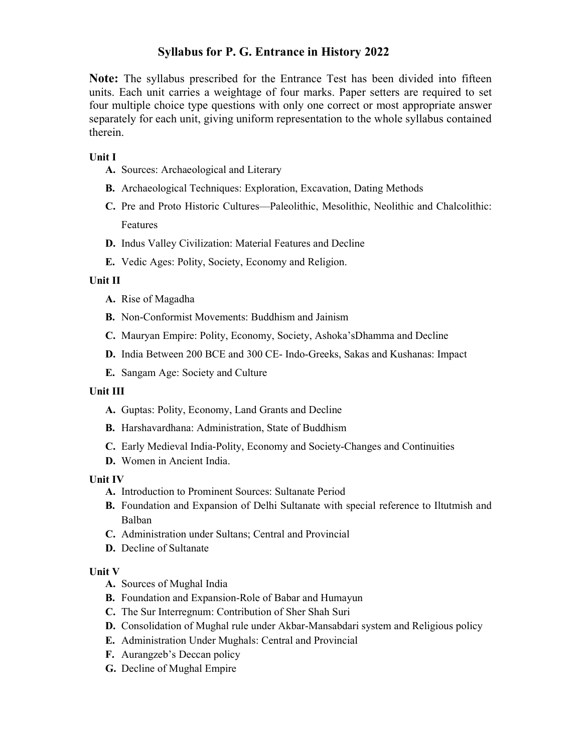# Syllabus for P. G. Entrance in History 2022

**Note:** The syllabus prescribed for the Entrance Test has been divided into fifteen units. Each unit carries a weightage of four marks. Paper setters are required to set four multiple choice type questions with only one correct or most appropriate answer separately for each unit, giving uniform representation to the whole syllabus contained therein.

**Unit I**

- **A.** Sources: Archaeological and Literary
- **B.** Archaeological Techniques: Exploration, Excavation, Dating Methods
- **C.** Pre and Proto Historic Cultures—Paleolithic, Mesolithic, Neolithic and Chalcolithic: Features
- **D.** Indus Valley Civilization: Material Features and Decline
- **E.** Vedic Ages: Polity, Society, Economy and Religion.

**Unit II**

- **A.** Rise of Magadha
- **B.** Non-Conformist Movements: Buddhism and Jainism
- **C.** Mauryan Empire: Polity, Economy, Society, Ashoka'sDhamma and Decline
- **D.** India Between 200 BCE and 300 CE- Indo-Greeks, Sakas and Kushanas: Impact
- **E.** Sangam Age: Society and Culture

**Unit III**

- **A.** Guptas: Polity, Economy, Land Grants and Decline
- **B.** Harshavardhana: Administration, State of Buddhism
- **C.** Early Medieval India-Polity, Economy and Society-Changes and Continuities
- **D.** Women in Ancient India.

**Unit IV**

- **A.** Introduction to Prominent Sources: Sultanate Period
- **B.** Foundation and Expansion of Delhi Sultanate with special reference to Iltutmish and Balban
- **C.** Administration under Sultans; Central and Provincial
- **D.** Decline of Sultanate

**Unit V**

- **A.** Sources of Mughal India
- **B.** Foundation and Expansion-Role of Babar and Humayun
- **C.** The Sur Interregnum: Contribution of Sher Shah Suri
- **D.** Consolidation of Mughal rule under Akbar-Mansabdari system and Religious policy
- **E.** Administration Under Mughals: Central and Provincial
- **F.** Aurangzeb's Deccan policy
- **G.** Decline of Mughal Empire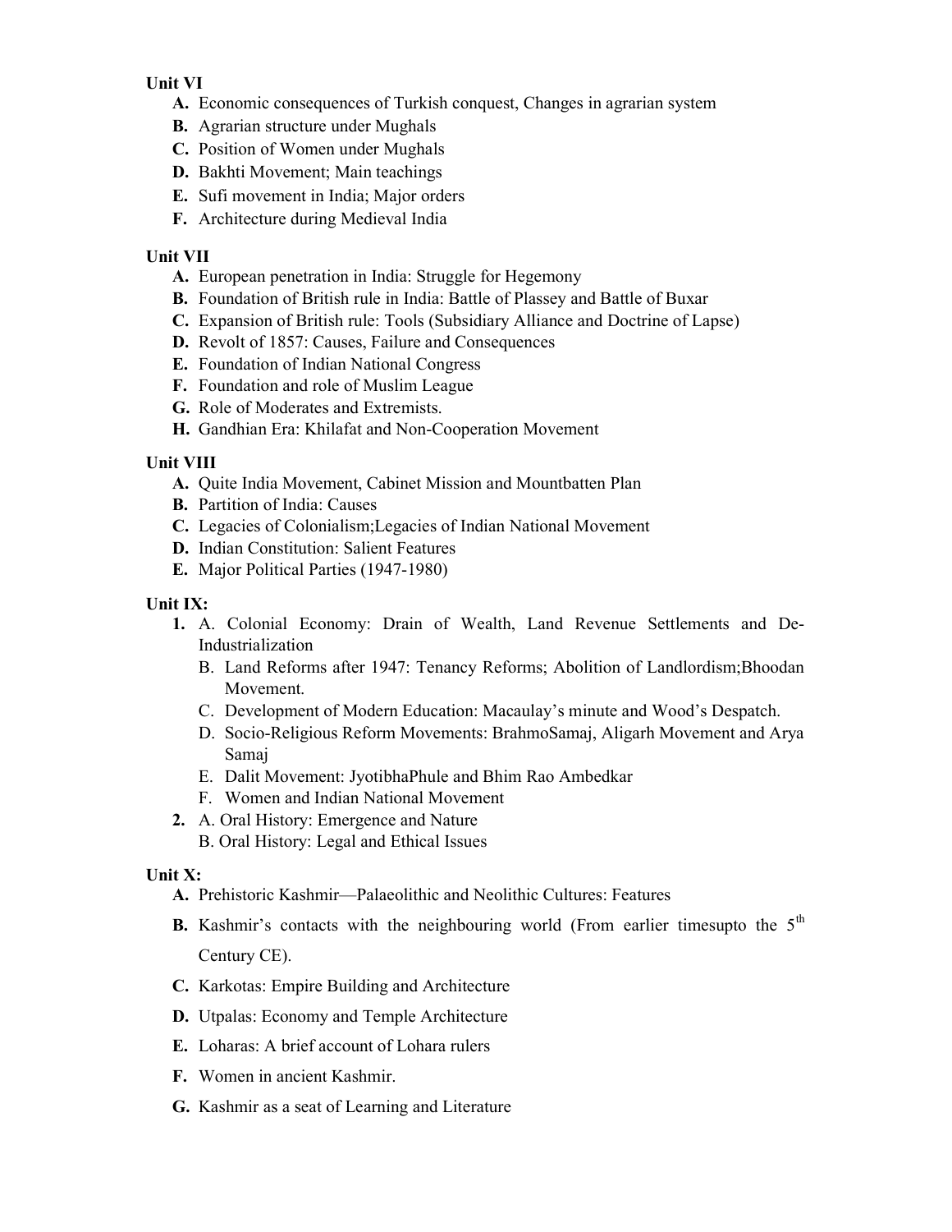**Unit VI**

- **A.** Economic consequences of Turkish conquest, Changes in agrarian system
- **B.** Agrarian structure under Mughals
- **C.** Position of Women under Mughals
- **D.** Bakhti Movement; Main teachings
- **E.** Sufi movement in India; Major orders
- **F.** Architecture during Medieval India

**Unit VII**

- **A.** European penetration in India: Struggle for Hegemony
- **B.** Foundation of British rule in India: Battle of Plassey and Battle of Buxar
- **C.** Expansion of British rule: Tools (Subsidiary Alliance and Doctrine of Lapse)
- **D.** Revolt of 1857: Causes, Failure and Consequences
- **E.** Foundation of Indian National Congress
- **F.** Foundation and role of Muslim League
- **G.** Role of Moderates and Extremists.
- **H.** Gandhian Era: Khilafat and Non-Cooperation Movement

**Unit VIII**

- **A.** Quite India Movement, Cabinet Mission and Mountbatten Plan
- **B.** Partition of India: Causes
- **C.** Legacies of Colonialism;Legacies of Indian National Movement
- **D.** Indian Constitution: Salient Features
- **E.** Major Political Parties (1947-1980)

**Unit IX:**

1. A. Colonial Economy: Drain of Wealth, Land Revenue Settlements and De-Industrialization
   - B. Land Reforms after 1947: Tenancy Reforms; Abolition of Landlordism;Bhoodan Movement.
   - C. Development of Modern Education: Macaulay's minute and Wood's Despatch.
   - D. Socio-Religious Reform Movements: BrahmoSamaj, Aligarh Movement and Arya Samaj
   - E. Dalit Movement: JyotibhaPhule and Bhim Rao Ambedkar
   - F. Women and Indian National Movement
2. A. Oral History: Emergence and Nature
   - B. Oral History: Legal and Ethical Issues

**Unit X:**

- **A.** Prehistoric Kashmir—Palaeolithic and Neolithic Cultures: Features
- **B.** Kashmir's contacts with the neighbouring world (From earlier timesupto the 5th Century CE).
- **C.** Karkotas: Empire Building and Architecture
- **D.** Utpalas: Economy and Temple Architecture
- **E.** Loharas: A brief account of Lohara rulers
- **F.** Women in ancient Kashmir.
- **G.** Kashmir as a seat of Learning and Literature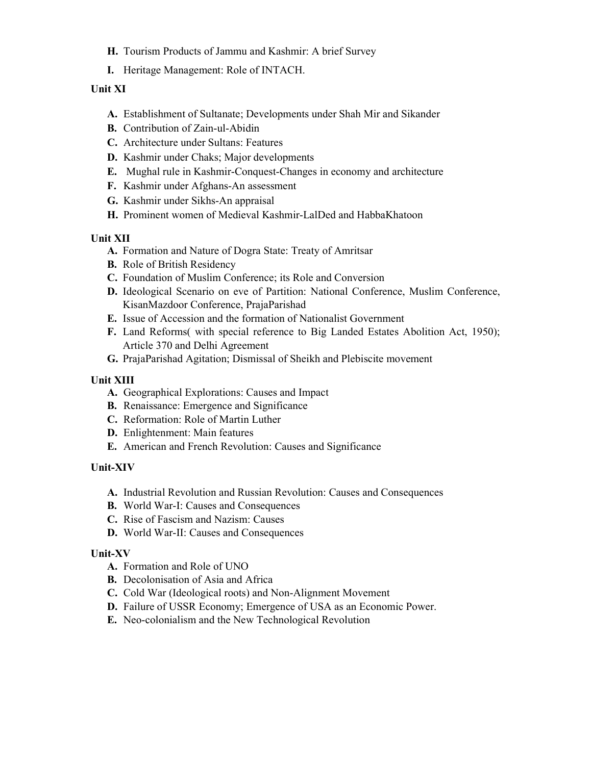**H.** Tourism Products of Jammu and Kashmir: A brief Survey

**I.** Heritage Management: Role of INTACH.

### Unit XI

**A.** Establishment of Sultanate; Developments under Shah Mir and Sikander

**B.** Contribution of Zain-ul-Abidin

**C.** Architecture under Sultans: Features

**D.** Kashmir under Chaks; Major developments

**E.** Mughal rule in Kashmir-Conquest-Changes in economy and architecture

**F.** Kashmir under Afghans-An assessment

**G.** Kashmir under Sikhs-An appraisal

**H.** Prominent women of Medieval Kashmir-LalDed and HabbaKhatoon

### Unit XII

**A.** Formation and Nature of Dogra State: Treaty of Amritsar

**B.** Role of British Residency

**C.** Foundation of Muslim Conference; its Role and Conversion

**D.** Ideological Scenario on eve of Partition: National Conference, Muslim Conference, KisanMazdoor Conference, PrajaParishad

**E.** Issue of Accession and the formation of Nationalist Government

**F.** Land Reforms( with special reference to Big Landed Estates Abolition Act, 1950); Article 370 and Delhi Agreement

**G.** PrajaParishad Agitation; Dismissal of Sheikh and Plebiscite movement

### Unit XIII

**A.** Geographical Explorations: Causes and Impact

**B.** Renaissance: Emergence and Significance

**C.** Reformation: Role of Martin Luther

**D.** Enlightenment: Main features

**E.** American and French Revolution: Causes and Significance

### Unit-XIV

**A.** Industrial Revolution and Russian Revolution: Causes and Consequences

**B.** World War-I: Causes and Consequences

**C.** Rise of Fascism and Nazism: Causes

**D.** World War-II: Causes and Consequences

### Unit-XV

**A.** Formation and Role of UNO

**B.** Decolonisation of Asia and Africa

**C.** Cold War (Ideological roots) and Non-Alignment Movement

**D.** Failure of USSR Economy; Emergence of USA as an Economic Power.

**E.** Neo-colonialism and the New Technological Revolution